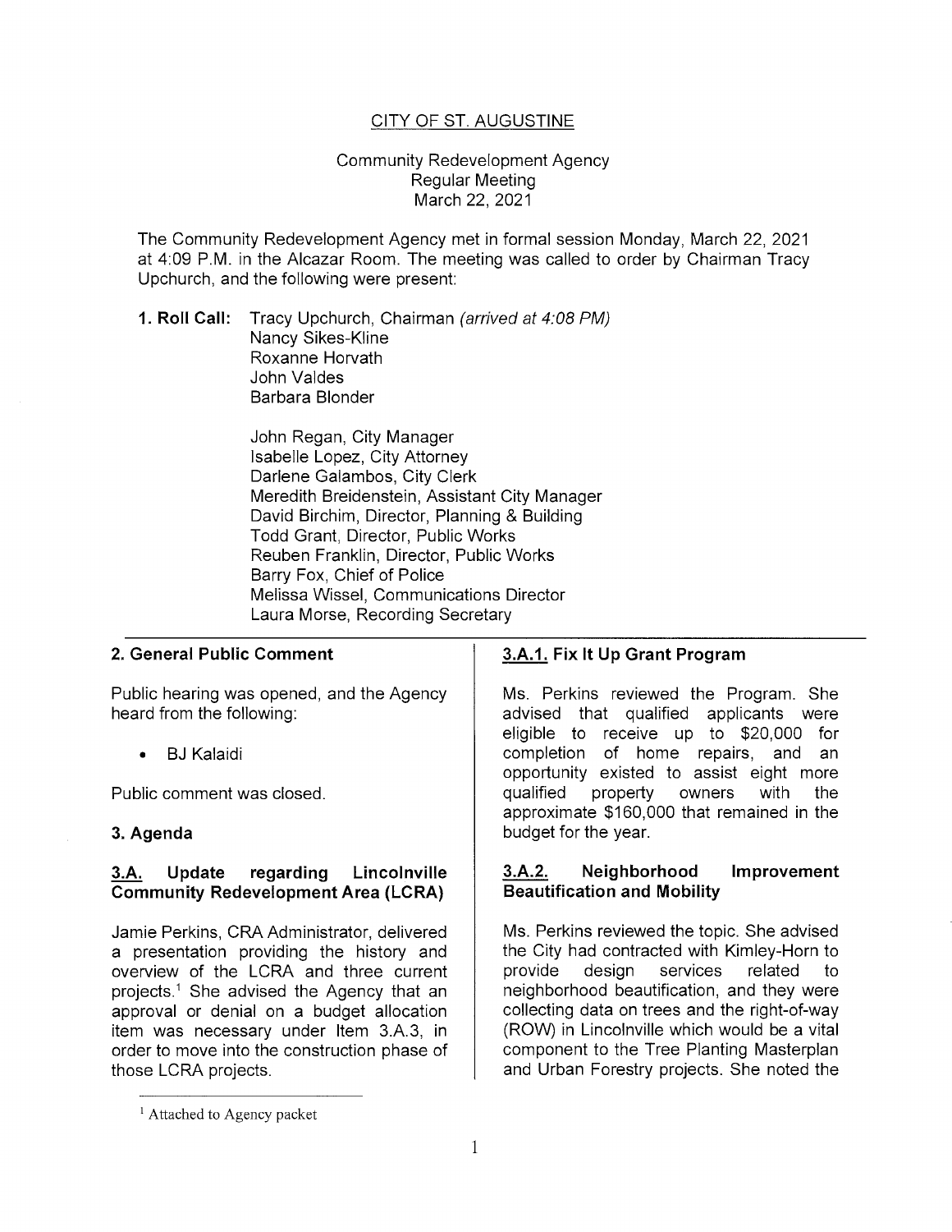# CITY OF ST. AUGUSTINE

Community Redevelopment Agency
Regular Meeting
March 22, 2021

The Community Redevelopment Agency met in formal session Monday, March 22, 2021 at 4:09 P.M. in the Alcazar Room. The meeting was called to order by Chairman Tracy Upchurch, and the following were present:

**1. Roll Call:** Tracy Upchurch, Chairman *(arrived at 4:08 PM)*
Nancy Sikes-Kline
Roxanne Horvath
John Valdes
Barbara Blonder

John Regan, City Manager
Isabelle Lopez, City Attorney
Darlene Galambos, City Clerk
Meredith Breidenstein, Assistant City Manager
David Birchim, Director, Planning & Building
Todd Grant, Director, Public Works
Reuben Franklin, Director, Public Works
Barry Fox, Chief of Police
Melissa Wissel, Communications Director
Laura Morse, Recording Secretary

## 2. General Public Comment

Public hearing was opened, and the Agency heard from the following:

- BJ Kalaidi

Public comment was closed.

## 3. Agenda

### 3.A. Update regarding Lincolnville Community Redevelopment Area (LCRA)

Jamie Perkins, CRA Administrator, delivered a presentation providing the history and overview of the LCRA and three current projects.[1] She advised the Agency that an approval or denial on a budget allocation item was necessary under Item 3.A.3, in order to move into the construction phase of those LCRA projects.

### 3.A.1. Fix It Up Grant Program

Ms. Perkins reviewed the Program. She advised that qualified applicants were eligible to receive up to $20,000 for completion of home repairs, and an opportunity existed to assist eight more qualified property owners with the approximate $160,000 that remained in the budget for the year.

### 3.A.2. Neighborhood Improvement Beautification and Mobility

Ms. Perkins reviewed the topic. She advised the City had contracted with Kimley-Horn to provide design services related to neighborhood beautification, and they were collecting data on trees and the right-of-way (ROW) in Lincolnville which would be a vital component to the Tree Planting Masterplan and Urban Forestry projects. She noted the

[1] Attached to Agency packet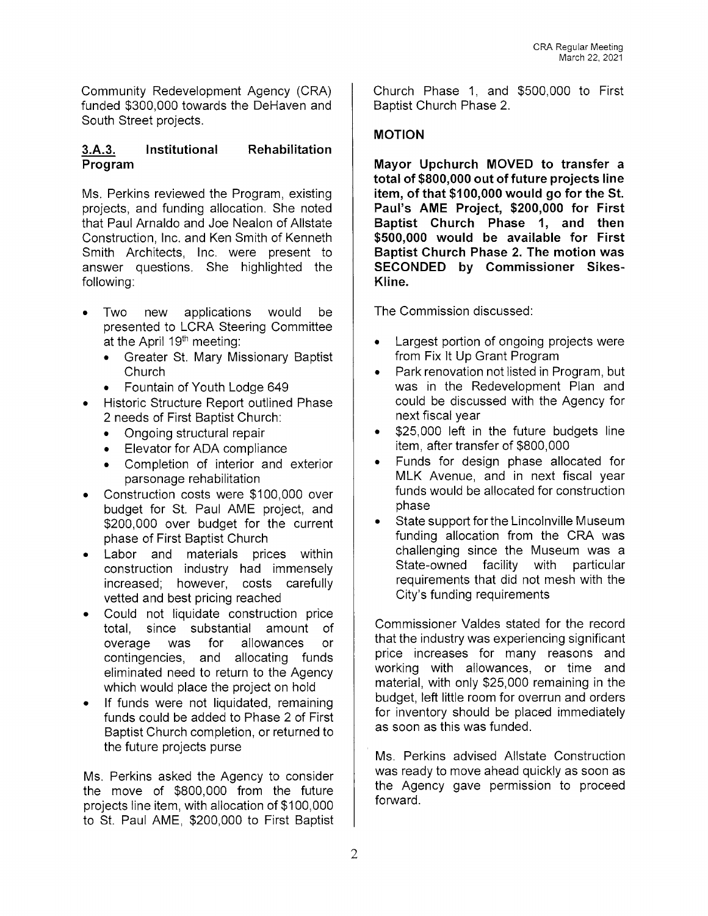Community Redevelopment Agency (CRA) funded $300,000 towards the DeHaven and South Street projects.

### 3.A.3. Institutional Rehabilitation Program

Ms. Perkins reviewed the Program, existing projects, and funding allocation. She noted that Paul Arnaldo and Joe Nealon of Allstate Construction, Inc. and Ken Smith of Kenneth Smith Architects, Inc. were present to answer questions. She highlighted the following:

- Two new applications would be presented to LCRA Steering Committee at the April 19th meeting:
  - Greater St. Mary Missionary Baptist Church
  - Fountain of Youth Lodge 649
- Historic Structure Report outlined Phase 2 needs of First Baptist Church:
  - Ongoing structural repair
  - Elevator for ADA compliance
  - Completion of interior and exterior parsonage rehabilitation
- Construction costs were $100,000 over budget for St. Paul AME project, and $200,000 over budget for the current phase of First Baptist Church
- Labor and materials prices within construction industry had immensely increased; however, costs carefully vetted and best pricing reached
- Could not liquidate construction price total, since substantial amount of overage was for allowances or contingencies, and allocating funds eliminated need to return to the Agency which would place the project on hold
- If funds were not liquidated, remaining funds could be added to Phase 2 of First Baptist Church completion, or returned to the future projects purse

Ms. Perkins asked the Agency to consider the move of $800,000 from the future projects line item, with allocation of $100,000 to St. Paul AME, $200,000 to First Baptist Church Phase 1, and $500,000 to First Baptist Church Phase 2.

**MOTION**

**Mayor Upchurch MOVED to transfer a total of $800,000 out of future projects line item, of that $100,000 would go for the St. Paul's AME Project, $200,000 for First Baptist Church Phase 1, and then $500,000 would be available for First Baptist Church Phase 2. The motion was SECONDED by Commissioner Sikes-Kline.**

The Commission discussed:

- Largest portion of ongoing projects were from Fix It Up Grant Program
- Park renovation not listed in Program, but was in the Redevelopment Plan and could be discussed with the Agency for next fiscal year
- $25,000 left in the future budgets line item, after transfer of $800,000
- Funds for design phase allocated for MLK Avenue, and in next fiscal year funds would be allocated for construction phase
- State support for the Lincolnville Museum funding allocation from the CRA was challenging since the Museum was a State-owned facility with particular requirements that did not mesh with the City's funding requirements

Commissioner Valdes stated for the record that the industry was experiencing significant price increases for many reasons and working with allowances, or time and material, with only $25,000 remaining in the budget, left little room for overrun and orders for inventory should be placed immediately as soon as this was funded.

Ms. Perkins advised Allstate Construction was ready to move ahead quickly as soon as the Agency gave permission to proceed forward.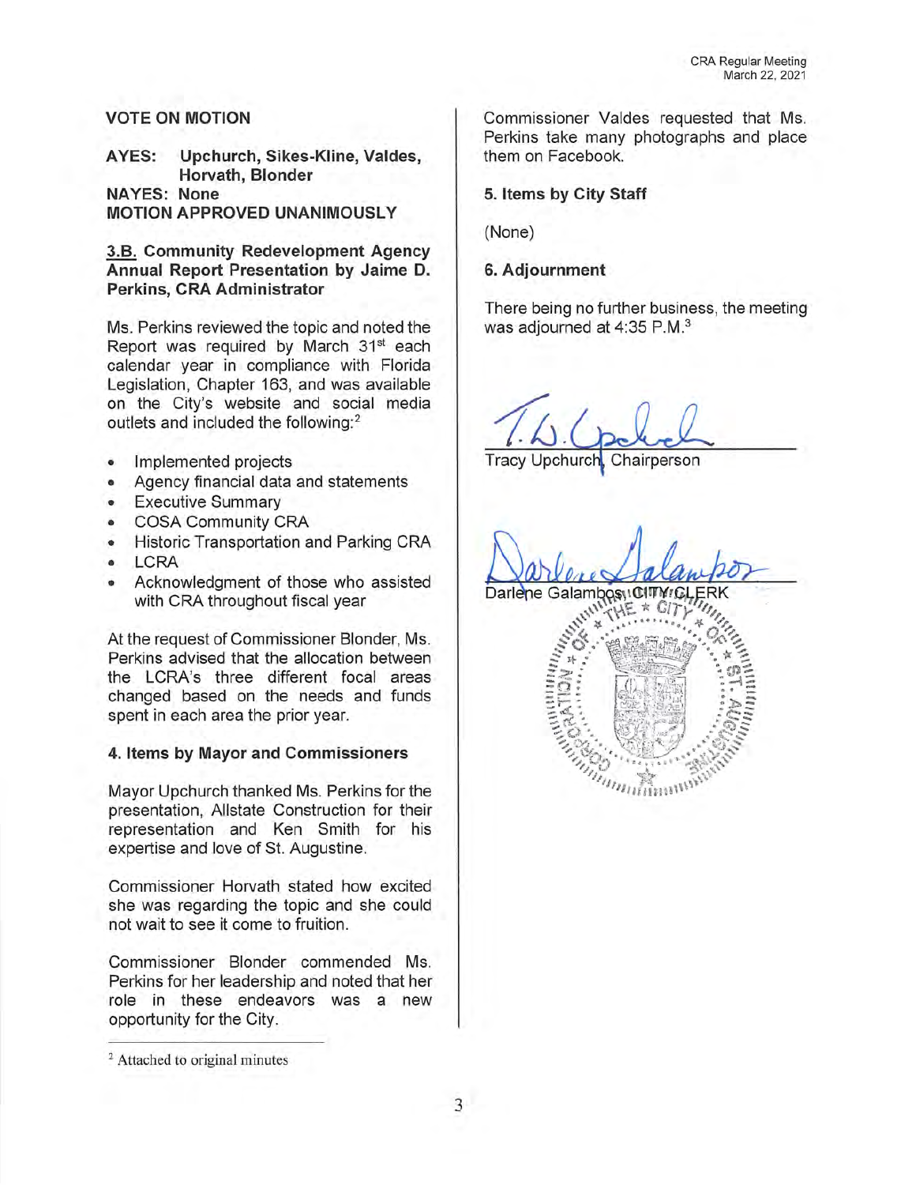**VOTE ON MOTION**

**AYES: Upchurch, Sikes-Kline, Valdes, Horvath, Blonder**
**NAYES: None**
**MOTION APPROVED UNANIMOUSLY**

**3.B. Community Redevelopment Agency Annual Report Presentation by Jaime D. Perkins, CRA Administrator**

Ms. Perkins reviewed the topic and noted the Report was required by March 31st each calendar year in compliance with Florida Legislation, Chapter 163, and was available on the City's website and social media outlets and included the following:[2]

- Implemented projects
- Agency financial data and statements
- Executive Summary
- COSA Community CRA
- Historic Transportation and Parking CRA
- LCRA
- Acknowledgment of those who assisted with CRA throughout fiscal year

At the request of Commissioner Blonder, Ms. Perkins advised that the allocation between the LCRA's three different focal areas changed based on the needs and funds spent in each area the prior year.

**4. Items by Mayor and Commissioners**

Mayor Upchurch thanked Ms. Perkins for the presentation, Allstate Construction for their representation and Ken Smith for his expertise and love of St. Augustine.

Commissioner Horvath stated how excited she was regarding the topic and she could not wait to see it come to fruition.

Commissioner Blonder commended Ms. Perkins for her leadership and noted that her role in these endeavors was a new opportunity for the City.

Commissioner Valdes requested that Ms. Perkins take many photographs and place them on Facebook.

**5. Items by City Staff**

(None)

**6. Adjournment**

There being no further business, the meeting was adjourned at 4:35 P.M.[3]

Tracy Upchurch, Chairperson

Darlene Galambos, CITY CLERK

---

[2] Attached to original minutes